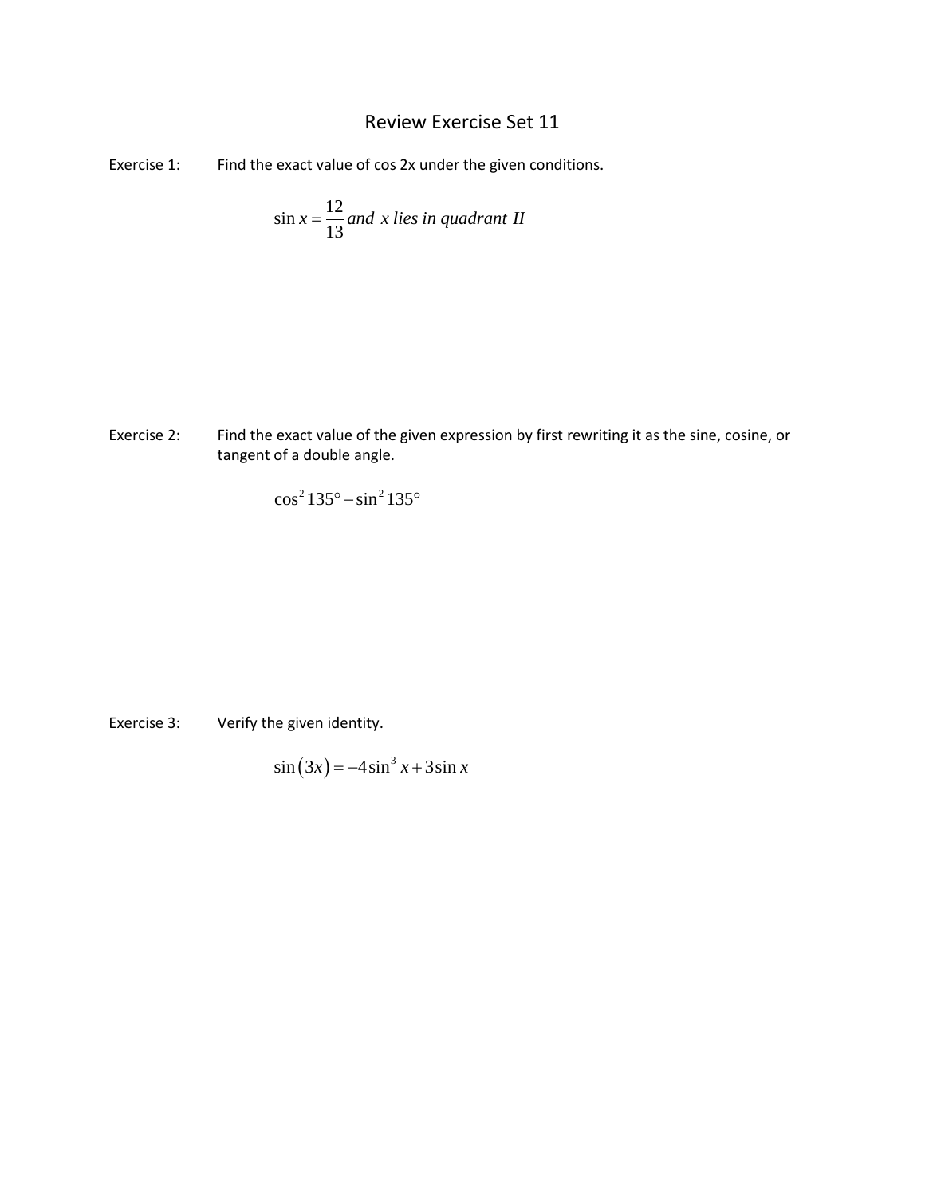# Review Exercise Set 11

Exercise 1: Find the exact value of cos 2x under the given conditions.

$$\sin x = \frac{12}{13} \text{ and } x \text{ lies in quadrant II}$$

Exercise 2: Find the exact value of the given expression by first rewriting it as the sine, cosine, or tangent of a double angle.

$$\cos^2 135° - \sin^2 135°$$

Exercise 3: Verify the given identity.

$$\sin(3x) = -4\sin^3 x + 3\sin x$$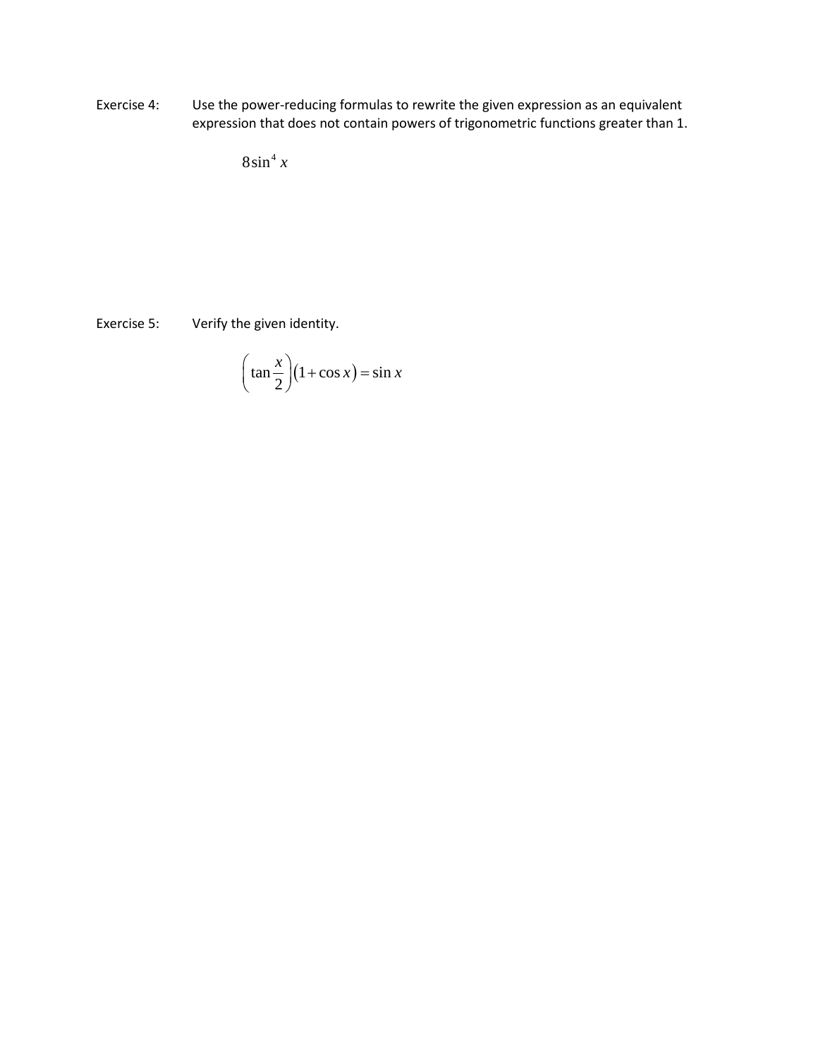Exercise 4: Use the power-reducing formulas to rewrite the given expression as an equivalent expression that does not contain powers of trigonometric functions greater than 1.

$$8\sin^4 x$$

Exercise 5: Verify the given identity.

$$\left(\tan\frac{x}{2}\right)(1+\cos x) = \sin x$$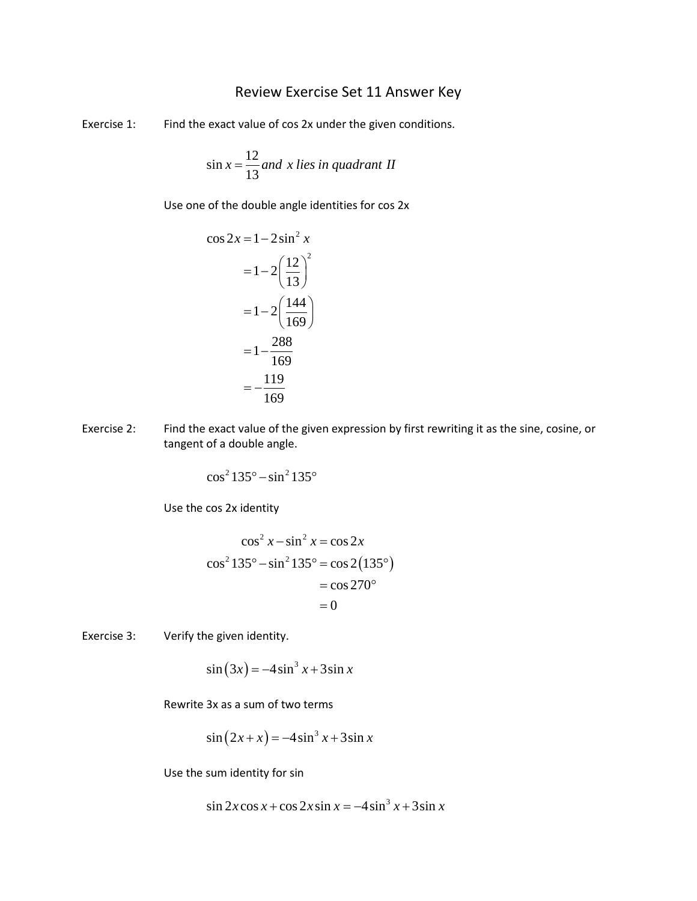# Review Exercise Set 11 Answer Key

**Exercise 1:** Find the exact value of cos 2x under the given conditions.

$$\sin x = \frac{12}{13} \text{ and } x \text{ lies in quadrant II}$$

Use one of the double angle identities for cos 2x

$$\begin{aligned}
\cos 2x &= 1 - 2\sin^2 x \\
&= 1 - 2\left(\frac{12}{13}\right)^2 \\
&= 1 - 2\left(\frac{144}{169}\right) \\
&= 1 - \frac{288}{169} \\
&= -\frac{119}{169}
\end{aligned}$$

**Exercise 2:** Find the exact value of the given expression by first rewriting it as the sine, cosine, or tangent of a double angle.

$$\cos^2 135° - \sin^2 135°$$

Use the cos 2x identity

$$\begin{aligned}
\cos^2 x - \sin^2 x &= \cos 2x \\
\cos^2 135° - \sin^2 135° &= \cos 2(135°) \\
&= \cos 270° \\
&= 0
\end{aligned}$$

**Exercise 3:** Verify the given identity.

$$\sin(3x) = -4\sin^3 x + 3\sin x$$

Rewrite 3x as a sum of two terms

$$\sin(2x + x) = -4\sin^3 x + 3\sin x$$

Use the sum identity for sin

$$\sin 2x \cos x + \cos 2x \sin x = -4\sin^3 x + 3\sin x$$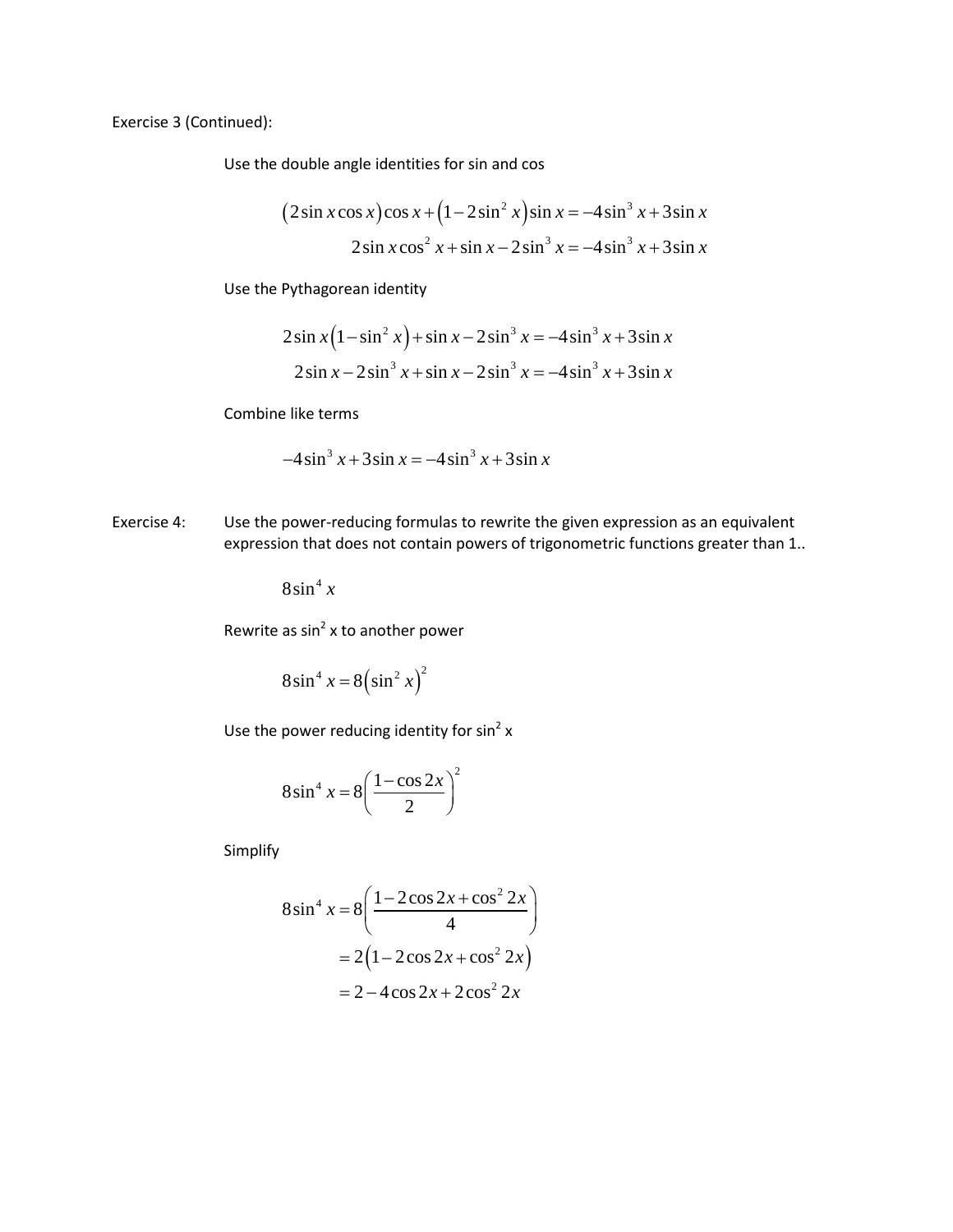Exercise 3 (Continued):

Use the double angle identities for sin and cos

$$\left(2\sin x\cos x\right)\cos x+\left(1-2\sin^2 x\right)\sin x=-4\sin^3 x+3\sin x$$

$$2\sin x\cos^2 x+\sin x-2\sin^3 x=-4\sin^3 x+3\sin x$$

Use the Pythagorean identity

$$2\sin x\left(1-\sin^2 x\right)+\sin x-2\sin^3 x=-4\sin^3 x+3\sin x$$

$$2\sin x-2\sin^3 x+\sin x-2\sin^3 x=-4\sin^3 x+3\sin x$$

Combine like terms

$$-4\sin^3 x+3\sin x=-4\sin^3 x+3\sin x$$

Exercise 4: Use the power-reducing formulas to rewrite the given expression as an equivalent expression that does not contain powers of trigonometric functions greater than 1..

$$8\sin^4 x$$

Rewrite as $\sin^2$ x to another power

$$8\sin^4 x=8\left(\sin^2 x\right)^2$$

Use the power reducing identity for $\sin^2$ x

$$8\sin^4 x=8\left(\frac{1-\cos 2x}{2}\right)^2$$

Simplify

$$8\sin^4 x=8\left(\frac{1-2\cos 2x+\cos^2 2x}{4}\right)$$

$$=2\left(1-2\cos 2x+\cos^2 2x\right)$$

$$=2-4\cos 2x+2\cos^2 2x$$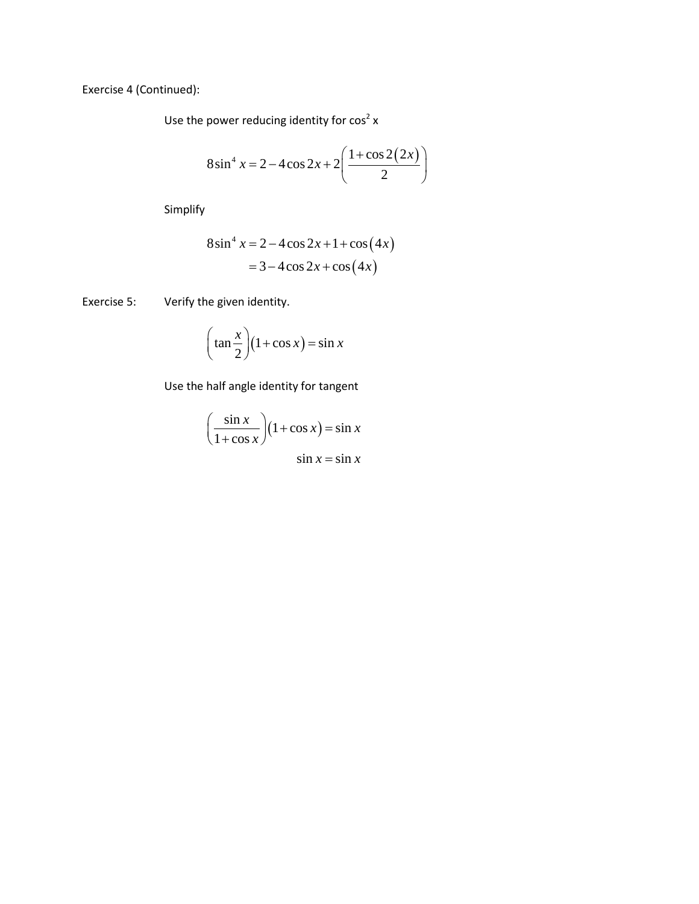Exercise 4 (Continued):

Use the power reducing identity for $\cos^2 x$

$$8\sin^4 x = 2 - 4\cos 2x + 2\left(\frac{1+\cos 2(2x)}{2}\right)$$

Simplify

$$\begin{aligned} 8\sin^4 x &= 2 - 4\cos 2x + 1 + \cos(4x) \\ &= 3 - 4\cos 2x + \cos(4x) \end{aligned}$$

Exercise 5: Verify the given identity.

$$\left(\tan\frac{x}{2}\right)(1+\cos x) = \sin x$$

Use the half angle identity for tangent

$$\left(\frac{\sin x}{1+\cos x}\right)(1+\cos x) = \sin x$$

$$\sin x = \sin x$$